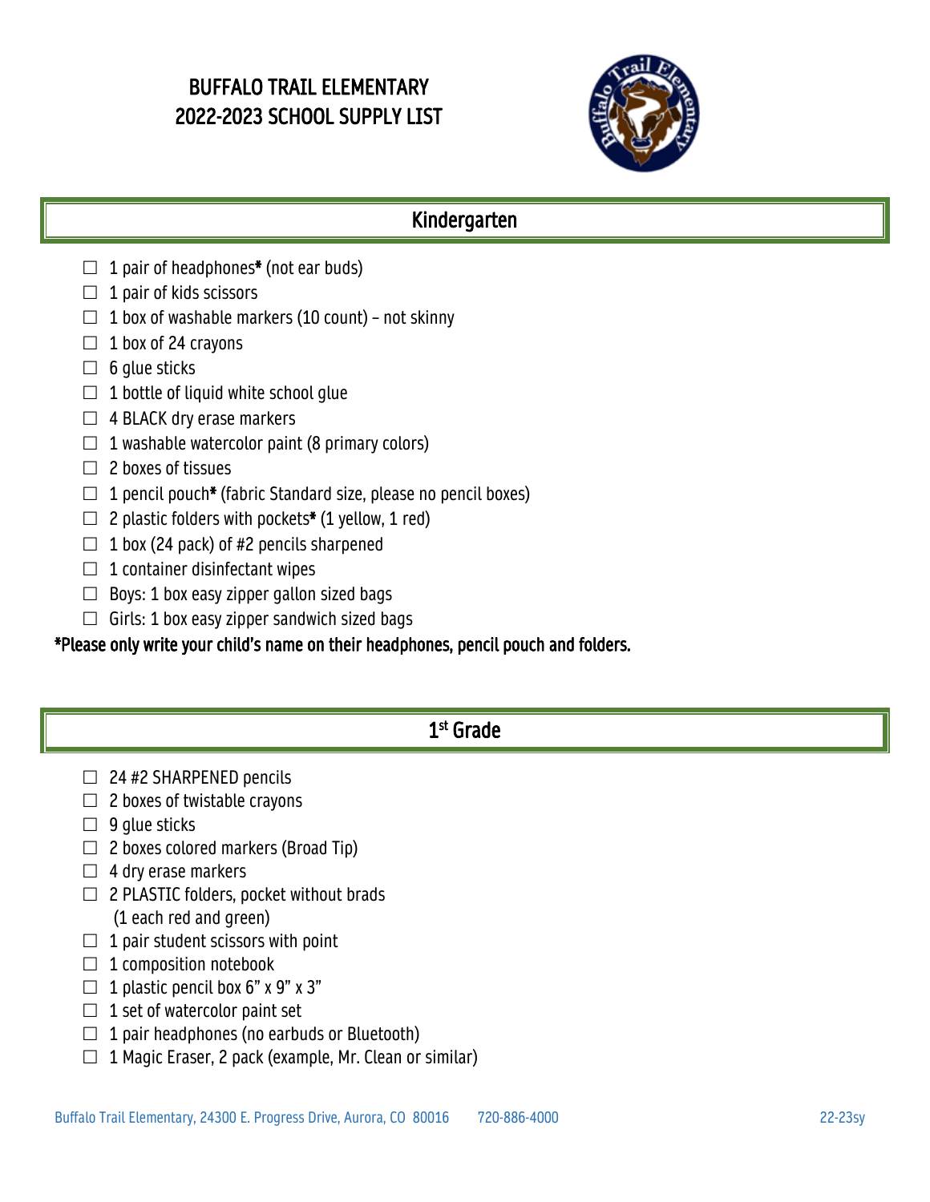# BUFFALO TRAIL ELEMENTARY
# 2022-2023 SCHOOL SUPPLY LIST

## Kindergarten

- ☐ 1 pair of headphones* (not ear buds)
- ☐ 1 pair of kids scissors
- ☐ 1 box of washable markers (10 count) – not skinny
- ☐ 1 box of 24 crayons
- ☐ 6 glue sticks
- ☐ 1 bottle of liquid white school glue
- ☐ 4 BLACK dry erase markers
- ☐ 1 washable watercolor paint (8 primary colors)
- ☐ 2 boxes of tissues
- ☐ 1 pencil pouch* (fabric Standard size, please no pencil boxes)
- ☐ 2 plastic folders with pockets* (1 yellow, 1 red)
- ☐ 1 box (24 pack) of #2 pencils sharpened
- ☐ 1 container disinfectant wipes
- ☐ Boys: 1 box easy zipper gallon sized bags
- ☐ Girls: 1 box easy zipper sandwich sized bags

*Please only write your child's name on their headphones, pencil pouch and folders.

## 1st Grade

- ☐ 24 #2 SHARPENED pencils
- ☐ 2 boxes of twistable crayons
- ☐ 9 glue sticks
- ☐ 2 boxes colored markers (Broad Tip)
- ☐ 4 dry erase markers
- ☐ 2 PLASTIC folders, pocket without brads (1 each red and green)
- ☐ 1 pair student scissors with point
- ☐ 1 composition notebook
- ☐ 1 plastic pencil box 6" x 9" x 3"
- ☐ 1 set of watercolor paint set
- ☐ 1 pair headphones (no earbuds or Bluetooth)
- ☐ 1 Magic Eraser, 2 pack (example, Mr. Clean or similar)

Buffalo Trail Elementary, 24300 E. Progress Drive, Aurora, CO 80016 720-886-4000 22-23sy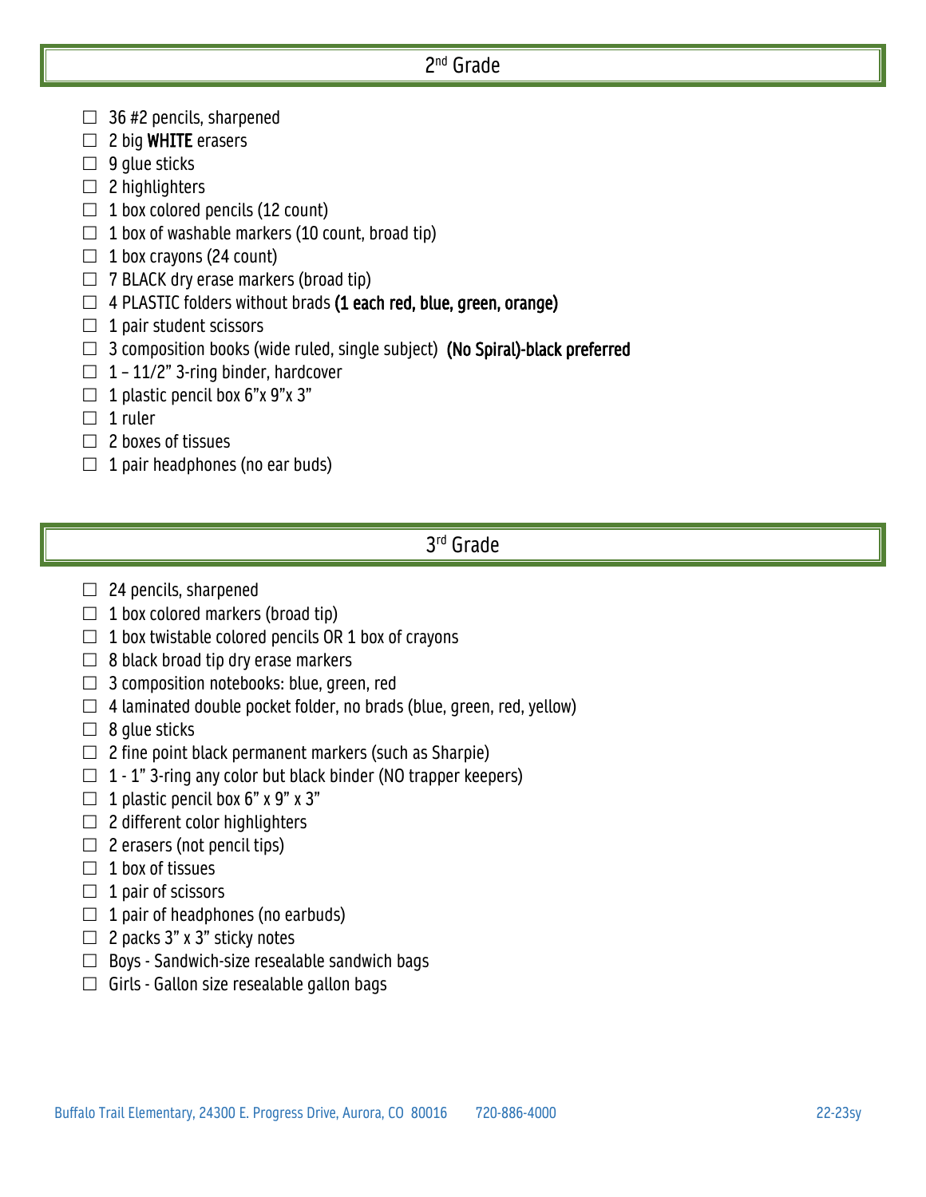## 2nd Grade

- ☐ 36 #2 pencils, sharpened
- ☐ 2 big **WHITE** erasers
- ☐ 9 glue sticks
- ☐ 2 highlighters
- ☐ 1 box colored pencils (12 count)
- ☐ 1 box of washable markers (10 count, broad tip)
- ☐ 1 box crayons (24 count)
- ☐ 7 BLACK dry erase markers (broad tip)
- ☐ 4 PLASTIC folders without brads **(1 each red, blue, green, orange)**
- ☐ 1 pair student scissors
- ☐ 3 composition books (wide ruled, single subject) **(No Spiral)-black preferred**
- ☐ 1 – 11/2" 3-ring binder, hardcover
- ☐ 1 plastic pencil box 6"x 9"x 3"
- ☐ 1 ruler
- ☐ 2 boxes of tissues
- ☐ 1 pair headphones (no ear buds)

## 3rd Grade

- ☐ 24 pencils, sharpened
- ☐ 1 box colored markers (broad tip)
- ☐ 1 box twistable colored pencils OR 1 box of crayons
- ☐ 8 black broad tip dry erase markers
- ☐ 3 composition notebooks: blue, green, red
- ☐ 4 laminated double pocket folder, no brads (blue, green, red, yellow)
- ☐ 8 glue sticks
- ☐ 2 fine point black permanent markers (such as Sharpie)
- ☐ 1 - 1" 3-ring any color but black binder (NO trapper keepers)
- ☐ 1 plastic pencil box 6" x 9" x 3"
- ☐ 2 different color highlighters
- ☐ 2 erasers (not pencil tips)
- ☐ 1 box of tissues
- ☐ 1 pair of scissors
- ☐ 1 pair of headphones (no earbuds)
- ☐ 2 packs 3" x 3" sticky notes
- ☐ Boys - Sandwich-size resealable sandwich bags
- ☐ Girls - Gallon size resealable gallon bags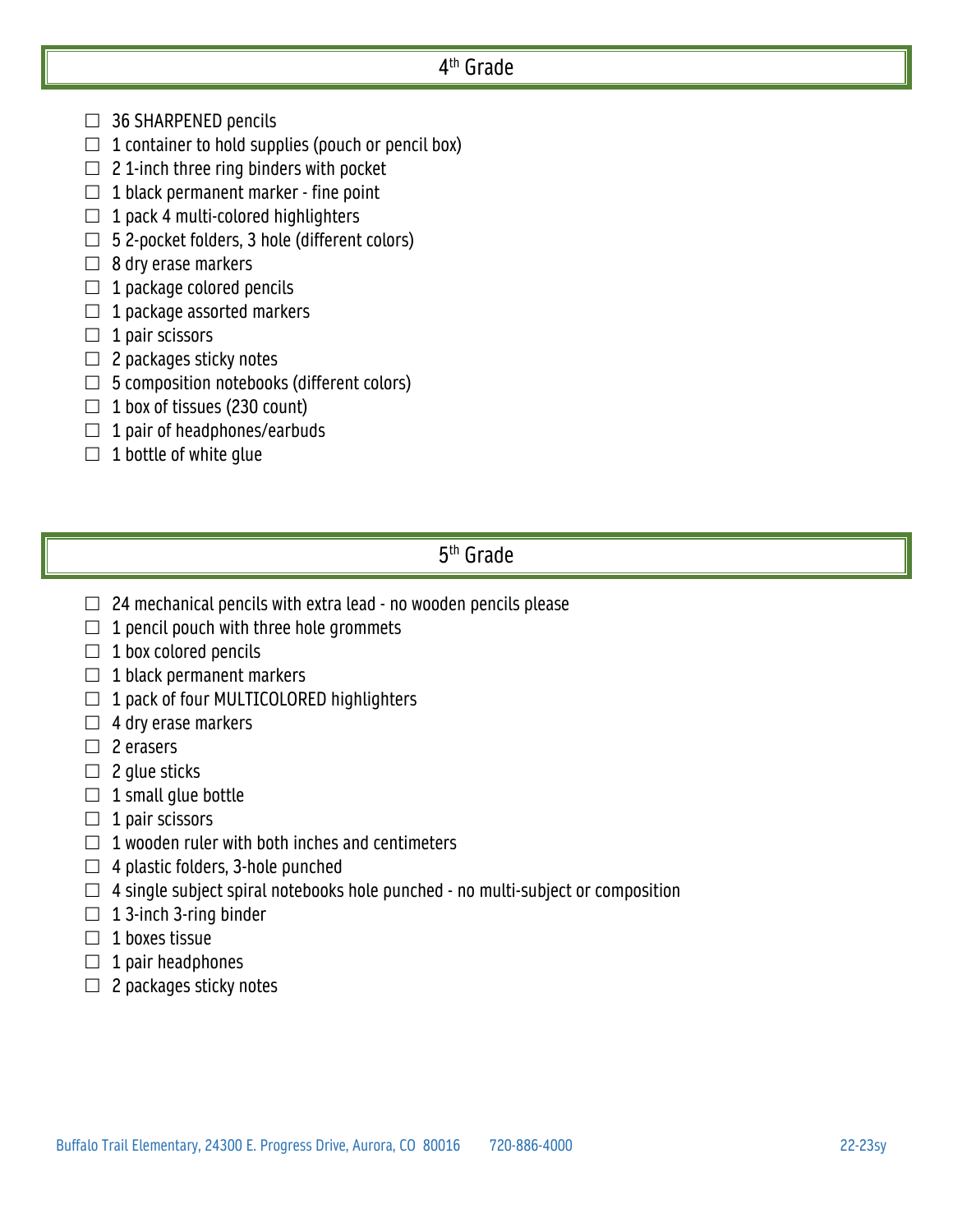## 4th Grade

- ☐ 36 SHARPENED pencils
- ☐ 1 container to hold supplies (pouch or pencil box)
- ☐ 2 1-inch three ring binders with pocket
- ☐ 1 black permanent marker - fine point
- ☐ 1 pack 4 multi-colored highlighters
- ☐ 5 2-pocket folders, 3 hole (different colors)
- ☐ 8 dry erase markers
- ☐ 1 package colored pencils
- ☐ 1 package assorted markers
- ☐ 1 pair scissors
- ☐ 2 packages sticky notes
- ☐ 5 composition notebooks (different colors)
- ☐ 1 box of tissues (230 count)
- ☐ 1 pair of headphones/earbuds
- ☐ 1 bottle of white glue

## 5th Grade

- ☐ 24 mechanical pencils with extra lead - no wooden pencils please
- ☐ 1 pencil pouch with three hole grommets
- ☐ 1 box colored pencils
- ☐ 1 black permanent markers
- ☐ 1 pack of four MULTICOLORED highlighters
- ☐ 4 dry erase markers
- ☐ 2 erasers
- ☐ 2 glue sticks
- ☐ 1 small glue bottle
- ☐ 1 pair scissors
- ☐ 1 wooden ruler with both inches and centimeters
- ☐ 4 plastic folders, 3-hole punched
- ☐ 4 single subject spiral notebooks hole punched - no multi-subject or composition
- ☐ 1 3-inch 3-ring binder
- ☐ 1 boxes tissue
- ☐ 1 pair headphones
- ☐ 2 packages sticky notes